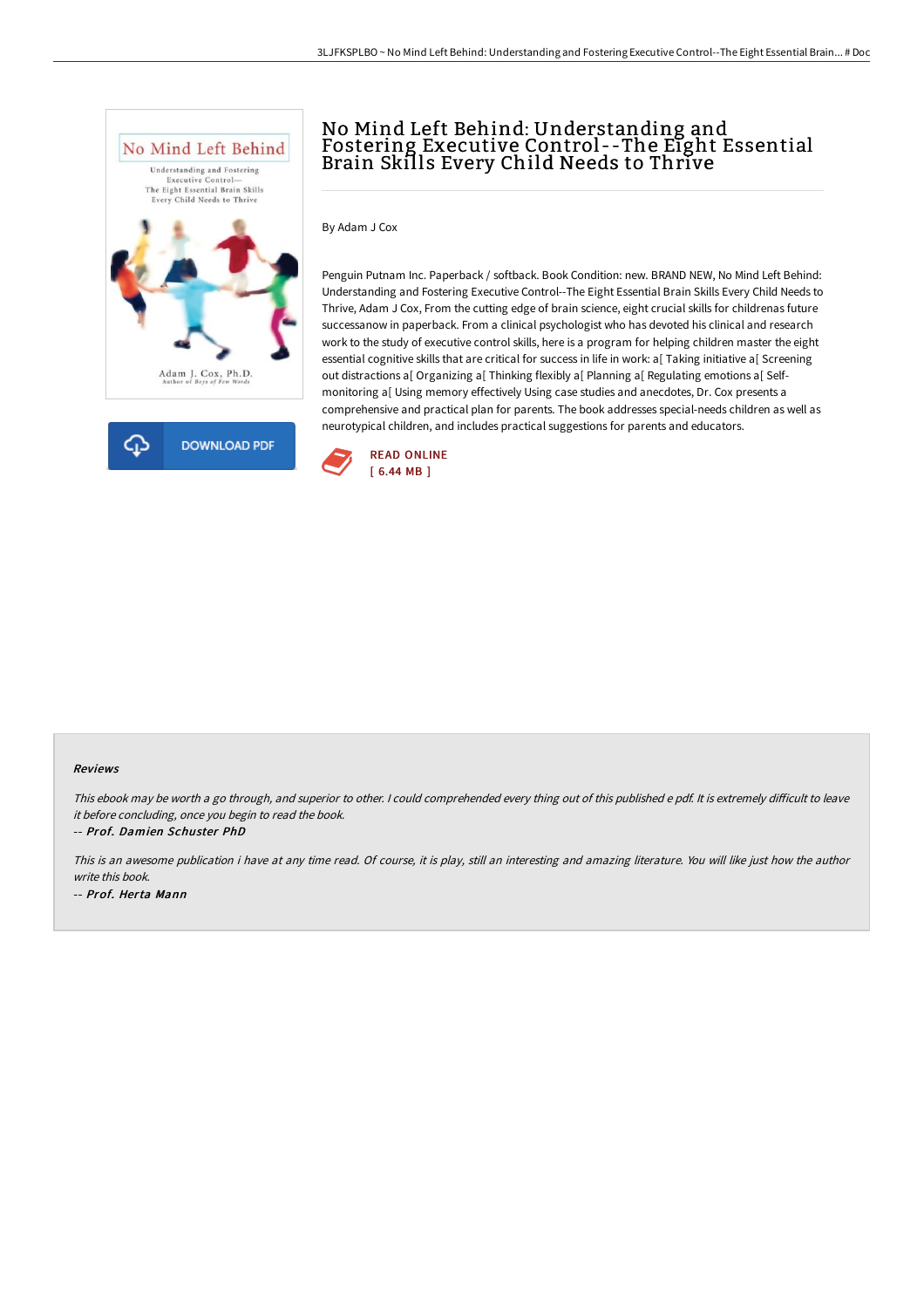# No Mind Left Behind: Understanding and Fostering Executive Control--The Eight Essential Brain Skills Every Child Needs to Thrive

By Adam J Cox

Penguin Putnam Inc. Paperback / softback. Book Condition: new. BRAND NEW, No Mind Left Behind: Understanding and Fostering Executive Control--The Eight Essential Brain Skills Every Child Needs to Thrive, Adam J Cox, From the cutting edge of brain science, eight crucial skills for childrenas future successanow in paperback. From a clinical psychologist who has devoted his clinical and research work to the study of executive control skills, here is a program for helping children master the eight essential cognitive skills that are critical for success in life in work: a[ Taking initiative a[ Screening out distractions a[ Organizing a[ Thinking flexibly a[ Planning a[ Regulating emotions a[ Self-monitoring a[ Using memory effectively Using case studies and anecdotes, Dr. Cox presents a comprehensive and practical plan for parents. The book addresses special-needs children as well as neurotypical children, and includes practical suggestions for parents and educators.

READ ONLINE
[ 6.44 MB ]

DOWNLOAD PDF

### Reviews

*This ebook may be worth a go through, and superior to other. I could comprehended every thing out of this published e pdf. It is extremely difficult to leave it before concluding, once you begin to read the book.*

-- *Prof. Damien Schuster PhD*

*This is an awesome publication i have at any time read. Of course, it is play, still an interesting and amazing literature. You will like just how the author write this book.*

-- *Prof. Herta Mann*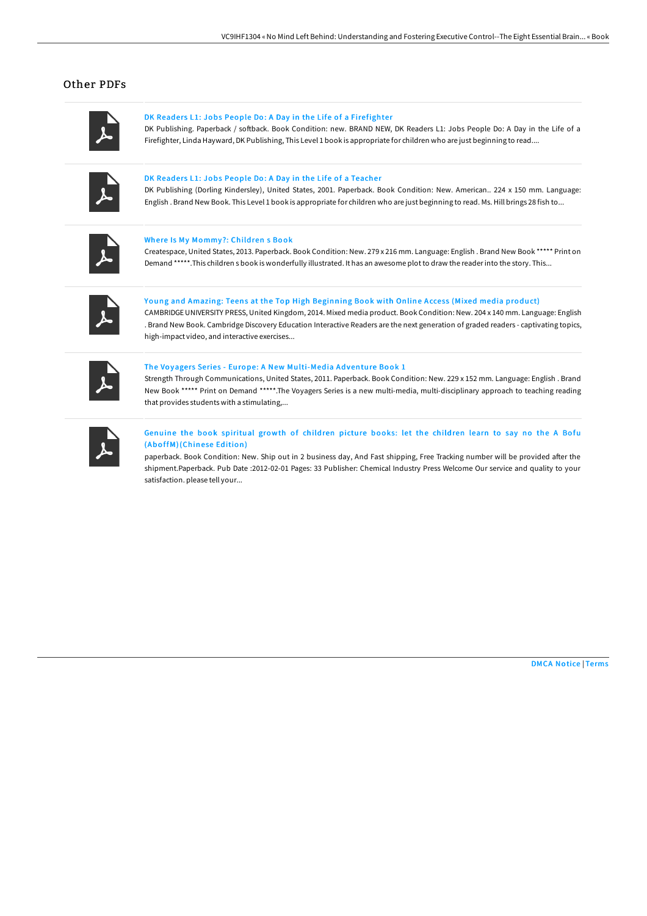## Other PDFs

### DK Readers L1: Jobs People Do: A Day in the Life of a Firefighter

DK Publishing. Paperback / softback. Book Condition: new. BRAND NEW, DK Readers L1: Jobs People Do: A Day in the Life of a Firefighter, Linda Hayward, DK Publishing, This Level 1 book is appropriate for children who are just beginning to read....

### DK Readers L1: Jobs People Do: A Day in the Life of a Teacher

DK Publishing (Dorling Kindersley), United States, 2001. Paperback. Book Condition: New. American.. 224 x 150 mm. Language: English . Brand New Book. This Level 1 book is appropriate for children who are just beginning to read. Ms. Hill brings 28 fish to...

### Where Is My Mommy?: Children s Book

Createspace, United States, 2013. Paperback. Book Condition: New. 279 x 216 mm. Language: English . Brand New Book ***** Print on Demand *****.This children s book is wonderfully illustrated. It has an awesome plot to draw the reader into the story. This...

### Young and Amazing: Teens at the Top High Beginning Book with Online Access (Mixed media product)

CAMBRIDGE UNIVERSITY PRESS, United Kingdom, 2014. Mixed media product. Book Condition: New. 204 x 140 mm. Language: English . Brand New Book. Cambridge Discovery Education Interactive Readers are the next generation of graded readers - captivating topics, high-impact video, and interactive exercises...

### The Voyagers Series - Europe: A New Multi-Media Adventure Book 1

Strength Through Communications, United States, 2011. Paperback. Book Condition: New. 229 x 152 mm. Language: English . Brand New Book ***** Print on Demand *****.The Voyagers Series is a new multi-media, multi-disciplinary approach to teaching reading that provides students with a stimulating,...

### Genuine the book spiritual growth of children picture books: let the children learn to say no the A Bofu (AboffM)(Chinese Edition)

paperback. Book Condition: New. Ship out in 2 business day, And Fast shipping, Free Tracking number will be provided after the shipment.Paperback. Pub Date :2012-02-01 Pages: 33 Publisher: Chemical Industry Press Welcome Our service and quality to your satisfaction. please tell your...

DMCA Notice | Terms